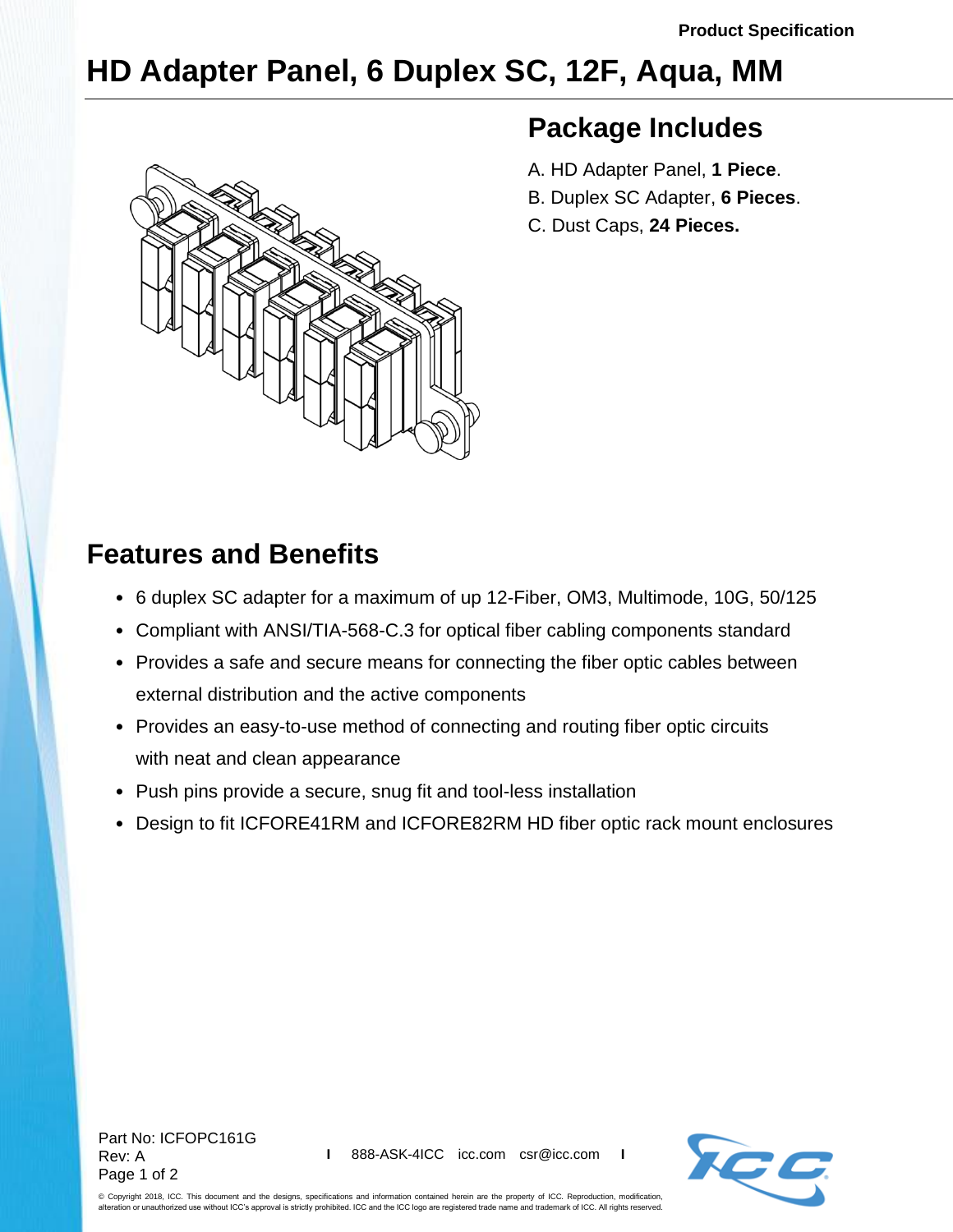# HD Adapter Panel, 6 Duplex SC, 12F, Aqua, MM

## Package Includes

A. HD Adapter Panel, **1 Piece**.

B. Duplex SC Adapter, **6 Pieces**.

C. Dust Caps, **24 Pieces.**

## Features and Benefits

- 6 duplex SC adapter for a maximum of up 12-Fiber, OM3, Multimode, 10G, 50/125
- Compliant with ANSI/TIA-568-C.3 for optical fiber cabling components standard
- Provides a safe and secure means for connecting the fiber optic cables between external distribution and the active components
- Provides an easy-to-use method of connecting and routing fiber optic circuits with neat and clean appearance
- Push pins provide a secure, snug fit and tool-less installation
- Design to fit ICFORE41RM and ICFORE82RM HD fiber optic rack mount enclosures

Part No: ICFOPC161G
Rev: A

888-ASK-4ICC icc.com csr@icc.com

© Copyright 2018, ICC. This document and the designs, specifications and information contained herein are the property of ICC. Reproduction, modification, alteration or unauthorized use without ICC's approval is strictly prohibited. ICC and the ICC logo are registered trade name and trademark of ICC. All rights reserved.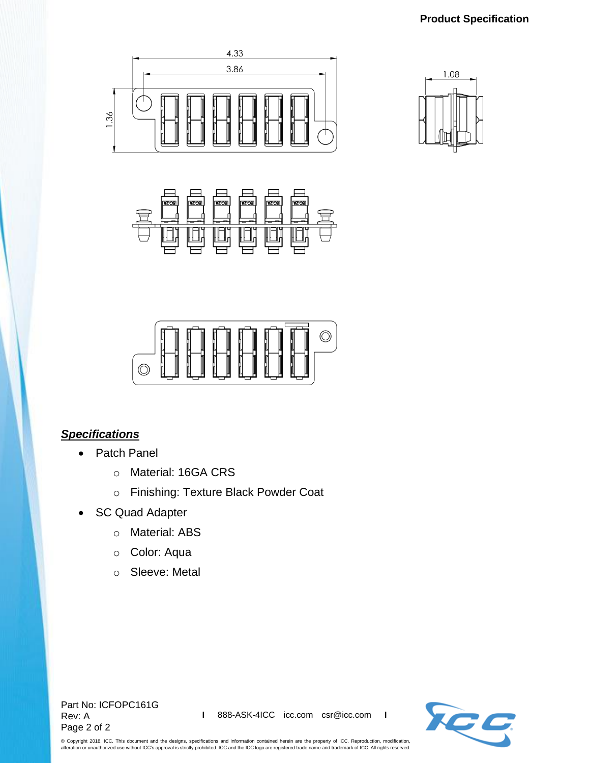4.33

3.86

1.36

1.08

## *Specifications*

- Patch Panel
  - Material: 16GA CRS
  - Finishing: Texture Black Powder Coat
- SC Quad Adapter
  - Material: ABS
  - Color: Aqua
  - Sleeve: Metal

Part No: ICFOPC161G
Rev: A

888-ASK-4ICC icc.com csr@icc.com

© Copyright 2018, ICC. This document and the designs, specifications and information contained herein are the property of ICC. Reproduction, modification, alteration or unauthorized use without ICC's approval is strictly prohibited. ICC and the ICC logo are registered trade name and trademark of ICC. All rights reserved.